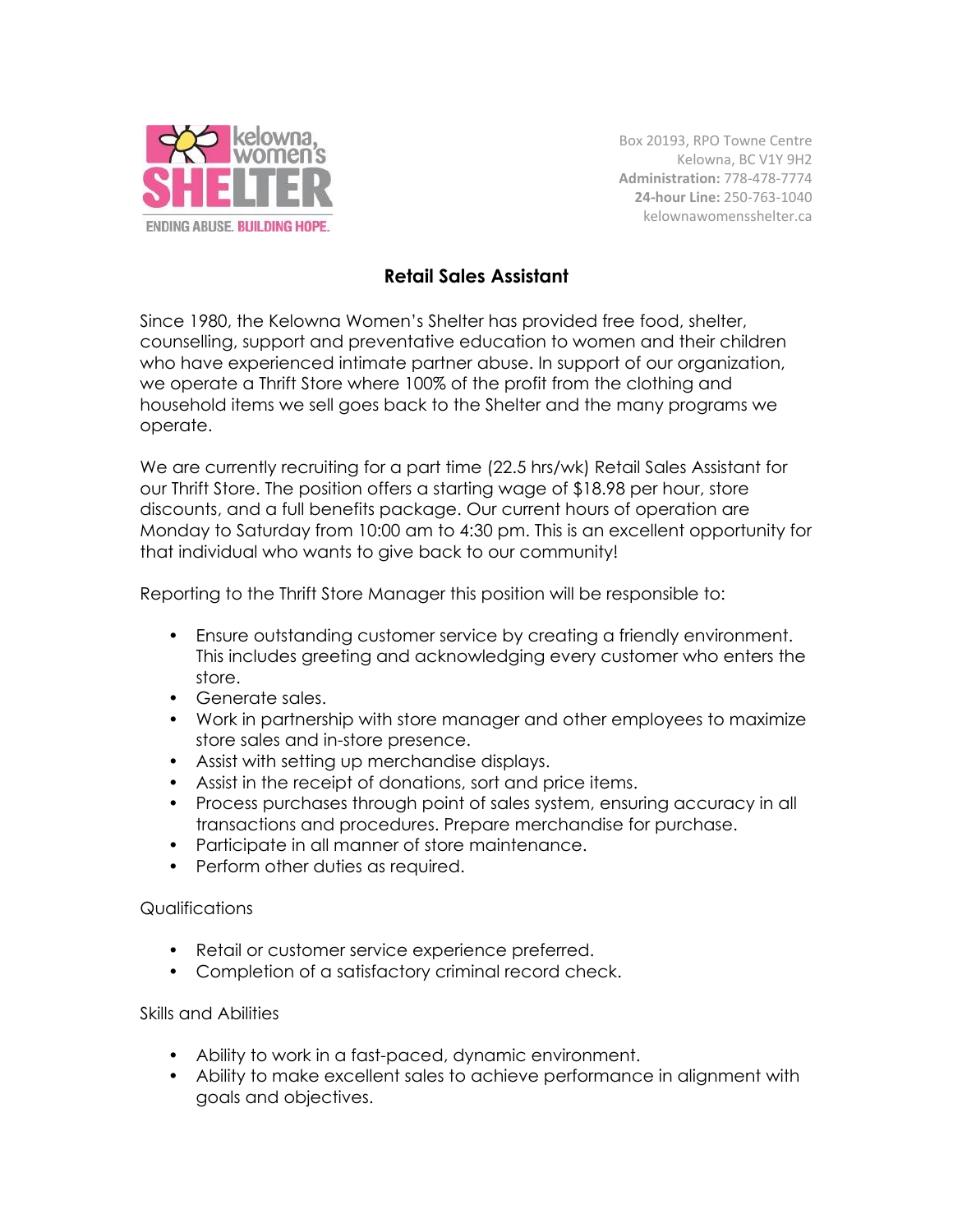kelowna, women's SHELTER

ENDING ABUSE. BUILDING HOPE.

Box 20193, RPO Towne Centre
Kelowna, BC V1Y 9H2
**Administration:** 778-478-7774
**24-hour Line:** 250-763-1040
kelownawomensshelter.ca

# Retail Sales Assistant

Since 1980, the Kelowna Women's Shelter has provided free food, shelter, counselling, support and preventative education to women and their children who have experienced intimate partner abuse. In support of our organization, we operate a Thrift Store where 100% of the profit from the clothing and household items we sell goes back to the Shelter and the many programs we operate.

We are currently recruiting for a part time (22.5 hrs/wk) Retail Sales Assistant for our Thrift Store. The position offers a starting wage of $18.98 per hour, store discounts, and a full benefits package. Our current hours of operation are Monday to Saturday from 10:00 am to 4:30 pm. This is an excellent opportunity for that individual who wants to give back to our community!

Reporting to the Thrift Store Manager this position will be responsible to:

- Ensure outstanding customer service by creating a friendly environment. This includes greeting and acknowledging every customer who enters the store.
- Generate sales.
- Work in partnership with store manager and other employees to maximize store sales and in-store presence.
- Assist with setting up merchandise displays.
- Assist in the receipt of donations, sort and price items.
- Process purchases through point of sales system, ensuring accuracy in all transactions and procedures. Prepare merchandise for purchase.
- Participate in all manner of store maintenance.
- Perform other duties as required.

Qualifications

- Retail or customer service experience preferred.
- Completion of a satisfactory criminal record check.

Skills and Abilities

- Ability to work in a fast-paced, dynamic environment.
- Ability to make excellent sales to achieve performance in alignment with goals and objectives.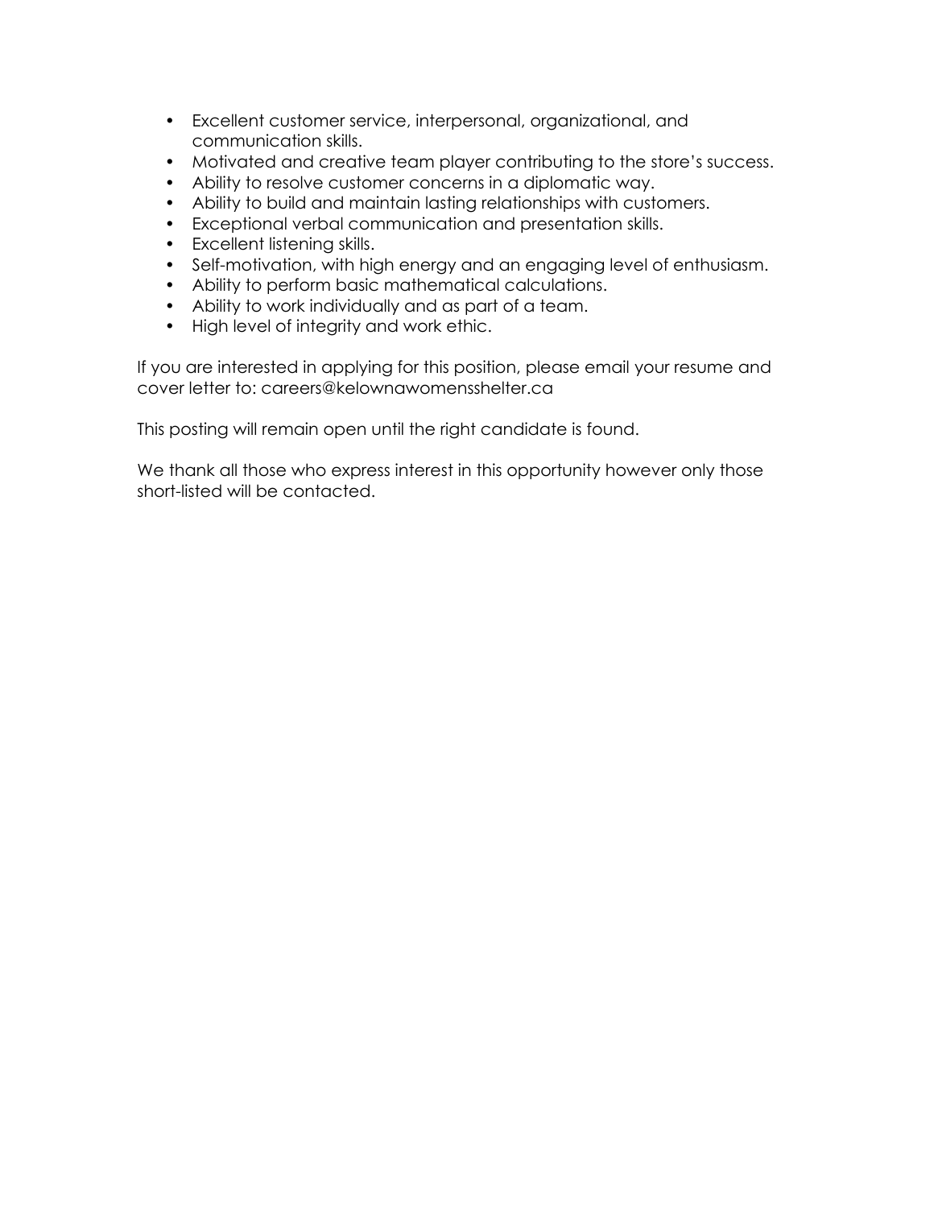- Excellent customer service, interpersonal, organizational, and communication skills.
- Motivated and creative team player contributing to the store's success.
- Ability to resolve customer concerns in a diplomatic way.
- Ability to build and maintain lasting relationships with customers.
- Exceptional verbal communication and presentation skills.
- Excellent listening skills.
- Self-motivation, with high energy and an engaging level of enthusiasm.
- Ability to perform basic mathematical calculations.
- Ability to work individually and as part of a team.
- High level of integrity and work ethic.

If you are interested in applying for this position, please email your resume and cover letter to: careers@kelownawomensshelter.ca

This posting will remain open until the right candidate is found.

We thank all those who express interest in this opportunity however only those short-listed will be contacted.